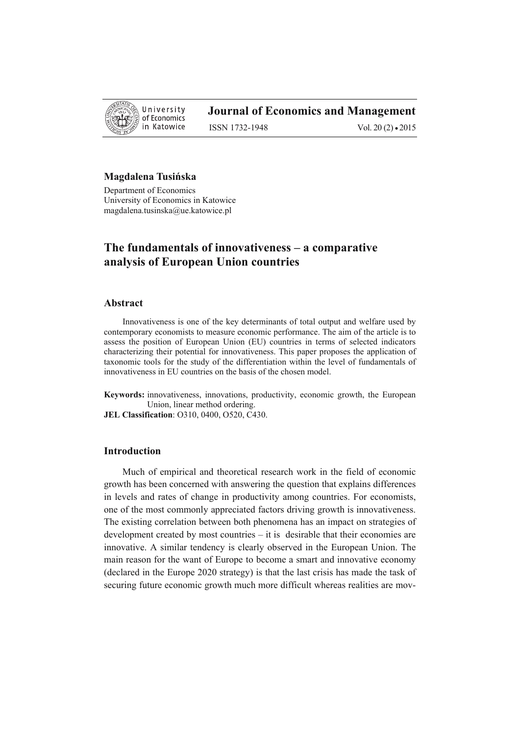University of Economics in Katowice

**Journal of Economics and Management**

ISSN 1732-1948 Vol. 20 (2) • 2015

**Magdalena Tusińska**

Department of Economics
University of Economics in Katowice
magdalena.tusinska@ue.katowice.pl

# The fundamentals of innovativeness – a comparative analysis of European Union countries

## Abstract

Innovativeness is one of the key determinants of total output and welfare used by contemporary economists to measure economic performance. The aim of the article is to assess the position of European Union (EU) countries in terms of selected indicators characterizing their potential for innovativeness. This paper proposes the application of taxonomic tools for the study of the differentiation within the level of fundamentals of innovativeness in EU countries on the basis of the chosen model.

**Keywords:** innovativeness, innovations, productivity, economic growth, the European Union, linear method ordering.

**JEL Classification**: O310, 0400, O520, C430.

## Introduction

Much of empirical and theoretical research work in the field of economic growth has been concerned with answering the question that explains differences in levels and rates of change in productivity among countries. For economists, one of the most commonly appreciated factors driving growth is innovativeness. The existing correlation between both phenomena has an impact on strategies of development created by most countries – it is desirable that their economies are innovative. A similar tendency is clearly observed in the European Union. The main reason for the want of Europe to become a smart and innovative economy (declared in the Europe 2020 strategy) is that the last crisis has made the task of securing future economic growth much more difficult whereas realities are mov-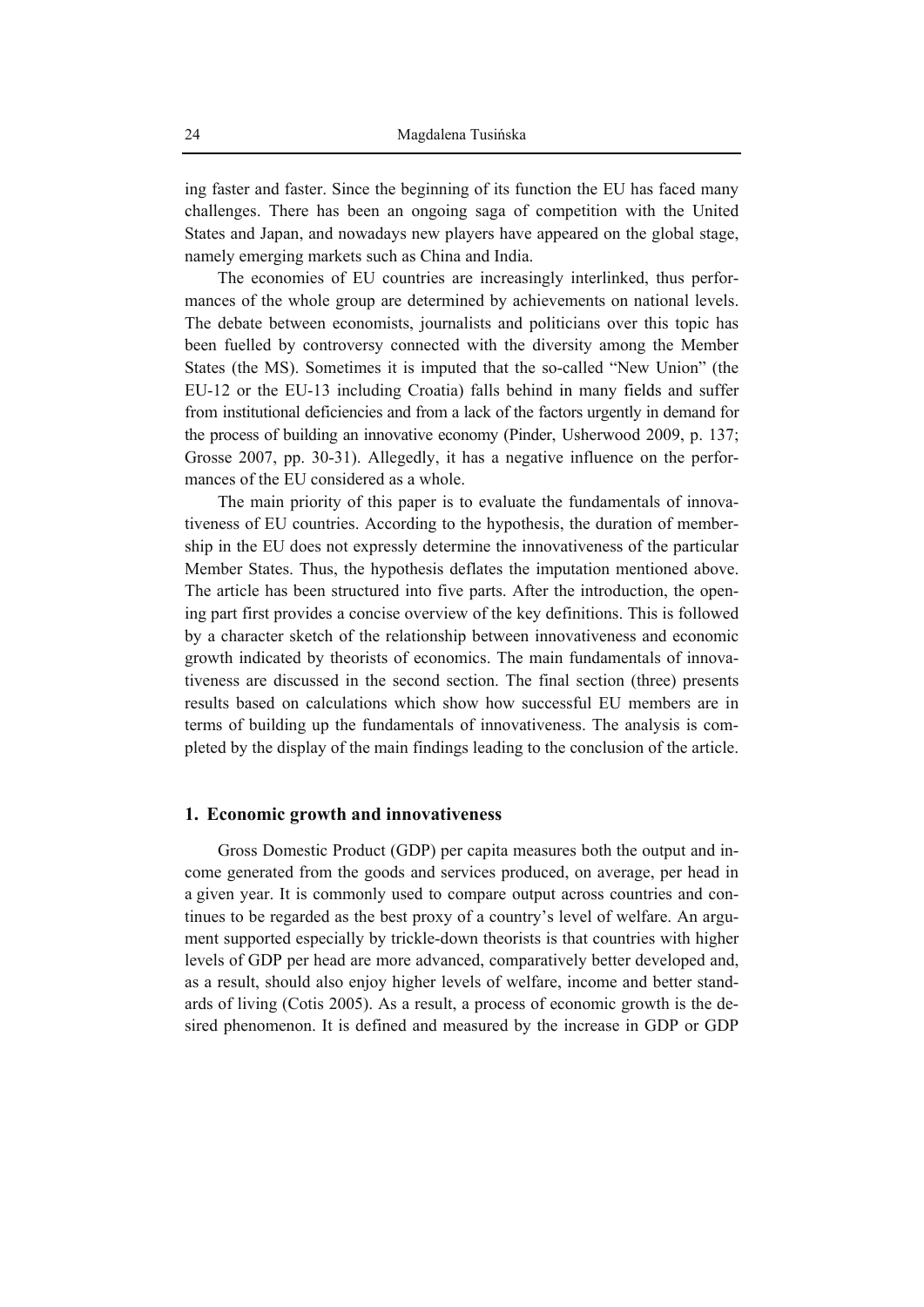ing faster and faster. Since the beginning of its function the EU has faced many challenges. There has been an ongoing saga of competition with the United States and Japan, and nowadays new players have appeared on the global stage, namely emerging markets such as China and India.

The economies of EU countries are increasingly interlinked, thus performances of the whole group are determined by achievements on national levels. The debate between economists, journalists and politicians over this topic has been fuelled by controversy connected with the diversity among the Member States (the MS). Sometimes it is imputed that the so-called "New Union" (the EU-12 or the EU-13 including Croatia) falls behind in many fields and suffer from institutional deficiencies and from a lack of the factors urgently in demand for the process of building an innovative economy (Pinder, Usherwood 2009, p. 137; Grosse 2007, pp. 30-31). Allegedly, it has a negative influence on the performances of the EU considered as a whole.

The main priority of this paper is to evaluate the fundamentals of innovativeness of EU countries. According to the hypothesis, the duration of membership in the EU does not expressly determine the innovativeness of the particular Member States. Thus, the hypothesis deflates the imputation mentioned above. The article has been structured into five parts. After the introduction, the opening part first provides a concise overview of the key definitions. This is followed by a character sketch of the relationship between innovativeness and economic growth indicated by theorists of economics. The main fundamentals of innovativeness are discussed in the second section. The final section (three) presents results based on calculations which show how successful EU members are in terms of building up the fundamentals of innovativeness. The analysis is completed by the display of the main findings leading to the conclusion of the article.

## 1. Economic growth and innovativeness

Gross Domestic Product (GDP) per capita measures both the output and income generated from the goods and services produced, on average, per head in a given year. It is commonly used to compare output across countries and continues to be regarded as the best proxy of a country's level of welfare. An argument supported especially by trickle-down theorists is that countries with higher levels of GDP per head are more advanced, comparatively better developed and, as a result, should also enjoy higher levels of welfare, income and better standards of living (Cotis 2005). As a result, a process of economic growth is the desired phenomenon. It is defined and measured by the increase in GDP or GDP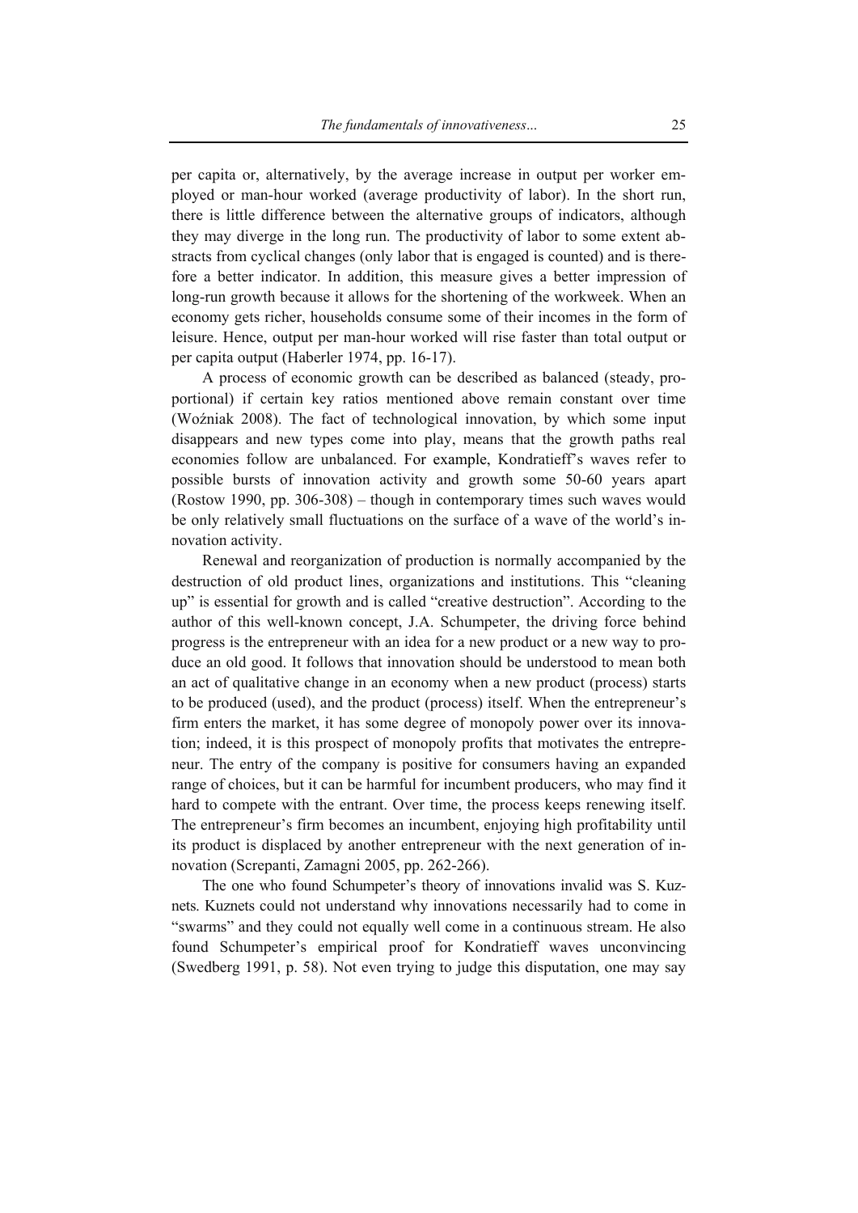per capita or, alternatively, by the average increase in output per worker employed or man-hour worked (average productivity of labor). In the short run, there is little difference between the alternative groups of indicators, although they may diverge in the long run. The productivity of labor to some extent abstracts from cyclical changes (only labor that is engaged is counted) and is therefore a better indicator. In addition, this measure gives a better impression of long-run growth because it allows for the shortening of the workweek. When an economy gets richer, households consume some of their incomes in the form of leisure. Hence, output per man-hour worked will rise faster than total output or per capita output (Haberler 1974, pp. 16-17).

A process of economic growth can be described as balanced (steady, proportional) if certain key ratios mentioned above remain constant over time (Woźniak 2008). The fact of technological innovation, by which some input disappears and new types come into play, means that the growth paths real economies follow are unbalanced. For example, Kondratieff's waves refer to possible bursts of innovation activity and growth some 50-60 years apart (Rostow 1990, pp. 306-308) – though in contemporary times such waves would be only relatively small fluctuations on the surface of a wave of the world's innovation activity.

Renewal and reorganization of production is normally accompanied by the destruction of old product lines, organizations and institutions. This "cleaning up" is essential for growth and is called "creative destruction". According to the author of this well-known concept, J.A. Schumpeter, the driving force behind progress is the entrepreneur with an idea for a new product or a new way to produce an old good. It follows that innovation should be understood to mean both an act of qualitative change in an economy when a new product (process) starts to be produced (used), and the product (process) itself. When the entrepreneur's firm enters the market, it has some degree of monopoly power over its innovation; indeed, it is this prospect of monopoly profits that motivates the entrepreneur. The entry of the company is positive for consumers having an expanded range of choices, but it can be harmful for incumbent producers, who may find it hard to compete with the entrant. Over time, the process keeps renewing itself. The entrepreneur's firm becomes an incumbent, enjoying high profitability until its product is displaced by another entrepreneur with the next generation of innovation (Screpanti, Zamagni 2005, pp. 262-266).

The one who found Schumpeter's theory of innovations invalid was S. Kuznets. Kuznets could not understand why innovations necessarily had to come in "swarms" and they could not equally well come in a continuous stream. He also found Schumpeter's empirical proof for Kondratieff waves unconvincing (Swedberg 1991, p. 58). Not even trying to judge this disputation, one may say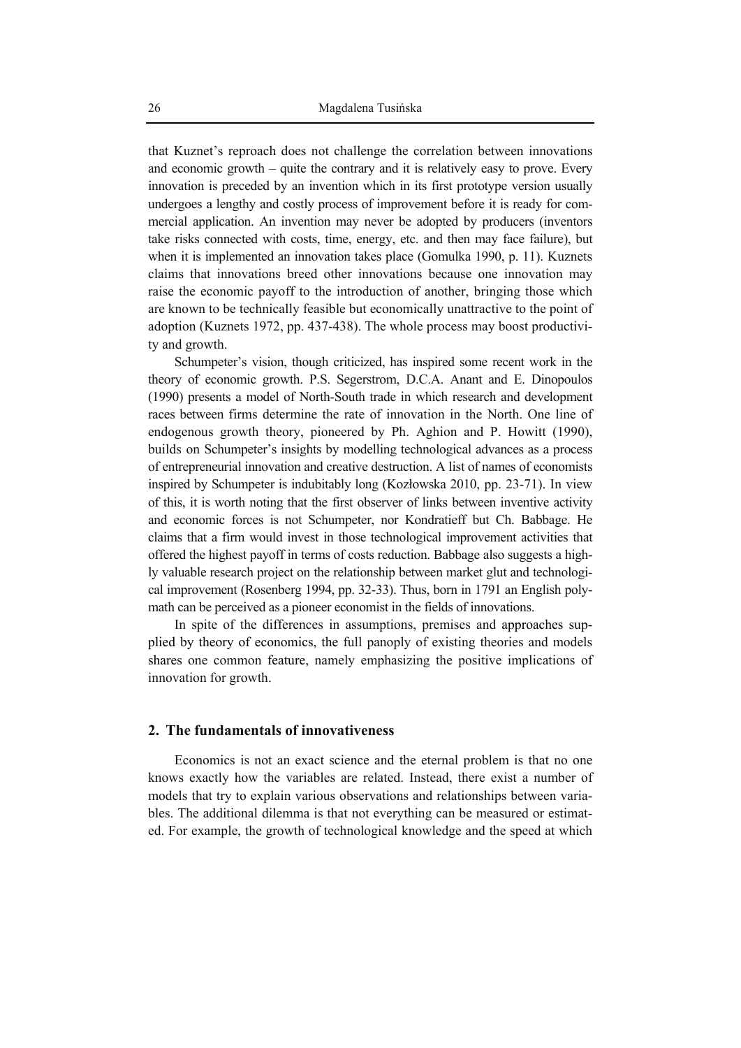that Kuznet's reproach does not challenge the correlation between innovations and economic growth – quite the contrary and it is relatively easy to prove. Every innovation is preceded by an invention which in its first prototype version usually undergoes a lengthy and costly process of improvement before it is ready for commercial application. An invention may never be adopted by producers (inventors take risks connected with costs, time, energy, etc. and then may face failure), but when it is implemented an innovation takes place (Gomulka 1990, p. 11). Kuznets claims that innovations breed other innovations because one innovation may raise the economic payoff to the introduction of another, bringing those which are known to be technically feasible but economically unattractive to the point of adoption (Kuznets 1972, pp. 437-438). The whole process may boost productivity and growth.

Schumpeter's vision, though criticized, has inspired some recent work in the theory of economic growth. P.S. Segerstrom, D.C.A. Anant and E. Dinopoulos (1990) presents a model of North-South trade in which research and development races between firms determine the rate of innovation in the North. One line of endogenous growth theory, pioneered by Ph. Aghion and P. Howitt (1990), builds on Schumpeter's insights by modelling technological advances as a process of entrepreneurial innovation and creative destruction. A list of names of economists inspired by Schumpeter is indubitably long (Kozłowska 2010, pp. 23-71). In view of this, it is worth noting that the first observer of links between inventive activity and economic forces is not Schumpeter, nor Kondratieff but Ch. Babbage. He claims that a firm would invest in those technological improvement activities that offered the highest payoff in terms of costs reduction. Babbage also suggests a highly valuable research project on the relationship between market glut and technological improvement (Rosenberg 1994, pp. 32-33). Thus, born in 1791 an English polymath can be perceived as a pioneer economist in the fields of innovations.

In spite of the differences in assumptions, premises and approaches supplied by theory of economics, the full panoply of existing theories and models shares one common feature, namely emphasizing the positive implications of innovation for growth.

## 2. The fundamentals of innovativeness

Economics is not an exact science and the eternal problem is that no one knows exactly how the variables are related. Instead, there exist a number of models that try to explain various observations and relationships between variables. The additional dilemma is that not everything can be measured or estimated. For example, the growth of technological knowledge and the speed at which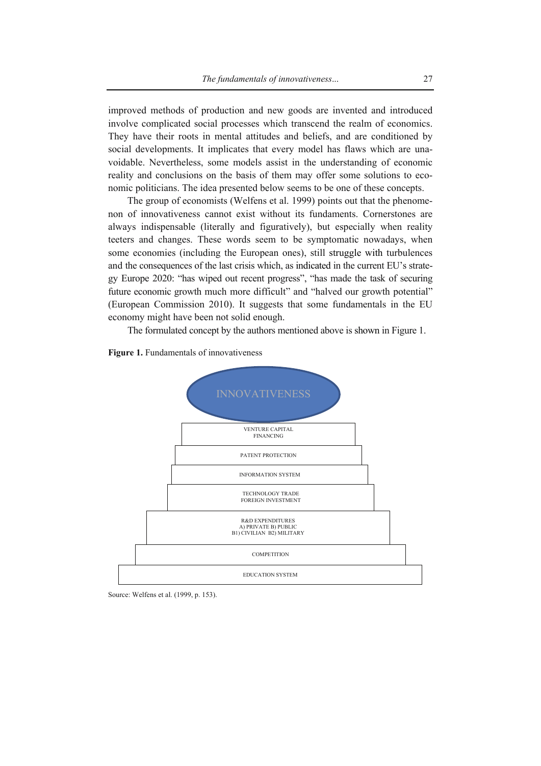improved methods of production and new goods are invented and introduced involve complicated social processes which transcend the realm of economics. They have their roots in mental attitudes and beliefs, and are conditioned by social developments. It implicates that every model has flaws which are unavoidable. Nevertheless, some models assist in the understanding of economic reality and conclusions on the basis of them may offer some solutions to economic politicians. The idea presented below seems to be one of these concepts.

The group of economists (Welfens et al. 1999) points out that the phenomenon of innovativeness cannot exist without its fundaments. Cornerstones are always indispensable (literally and figuratively), but especially when reality teeters and changes. These words seem to be symptomatic nowadays, when some economies (including the European ones), still struggle with turbulences and the consequences of the last crisis which, as indicated in the current EU's strategy Europe 2020: "has wiped out recent progress", "has made the task of securing future economic growth much more difficult" and "halved our growth potential" (European Commission 2010). It suggests that some fundamentals in the EU economy might have been not solid enough.

The formulated concept by the authors mentioned above is shown in Figure 1.

**Figure 1.** Fundamentals of innovativeness

INNOVATIVENESS

VENTURE CAPITAL FINANCING

PATENT PROTECTION

INFORMATION SYSTEM

TECHNOLOGY TRADE FOREIGN INVESTMENT

R&D EXPENDITURES A) PRIVATE B) PUBLIC B1) CIVILIAN B2) MILITARY

COMPETITION

EDUCATION SYSTEM

Source: Welfens et al. (1999, p. 153).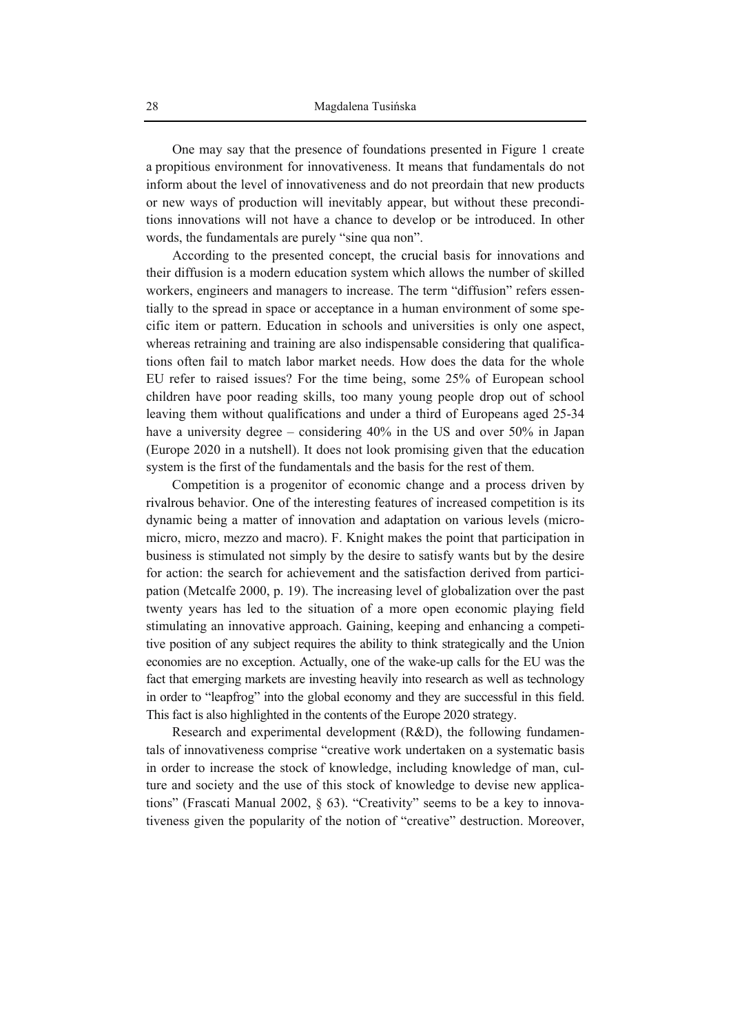One may say that the presence of foundations presented in Figure 1 create a propitious environment for innovativeness. It means that fundamentals do not inform about the level of innovativeness and do not preordain that new products or new ways of production will inevitably appear, but without these preconditions innovations will not have a chance to develop or be introduced. In other words, the fundamentals are purely "sine qua non".

According to the presented concept, the crucial basis for innovations and their diffusion is a modern education system which allows the number of skilled workers, engineers and managers to increase. The term "diffusion" refers essentially to the spread in space or acceptance in a human environment of some specific item or pattern. Education in schools and universities is only one aspect, whereas retraining and training are also indispensable considering that qualifications often fail to match labor market needs. How does the data for the whole EU refer to raised issues? For the time being, some 25% of European school children have poor reading skills, too many young people drop out of school leaving them without qualifications and under a third of Europeans aged 25-34 have a university degree – considering 40% in the US and over 50% in Japan (Europe 2020 in a nutshell). It does not look promising given that the education system is the first of the fundamentals and the basis for the rest of them.

Competition is a progenitor of economic change and a process driven by rivalrous behavior. One of the interesting features of increased competition is its dynamic being a matter of innovation and adaptation on various levels (micro-micro, micro, mezzo and macro). F. Knight makes the point that participation in business is stimulated not simply by the desire to satisfy wants but by the desire for action: the search for achievement and the satisfaction derived from participation (Metcalfe 2000, p. 19). The increasing level of globalization over the past twenty years has led to the situation of a more open economic playing field stimulating an innovative approach. Gaining, keeping and enhancing a competitive position of any subject requires the ability to think strategically and the Union economies are no exception. Actually, one of the wake-up calls for the EU was the fact that emerging markets are investing heavily into research as well as technology in order to "leapfrog" into the global economy and they are successful in this field. This fact is also highlighted in the contents of the Europe 2020 strategy.

Research and experimental development (R&D), the following fundamentals of innovativeness comprise "creative work undertaken on a systematic basis in order to increase the stock of knowledge, including knowledge of man, culture and society and the use of this stock of knowledge to devise new applications" (Frascati Manual 2002, § 63). "Creativity" seems to be a key to innovativeness given the popularity of the notion of "creative" destruction. Moreover,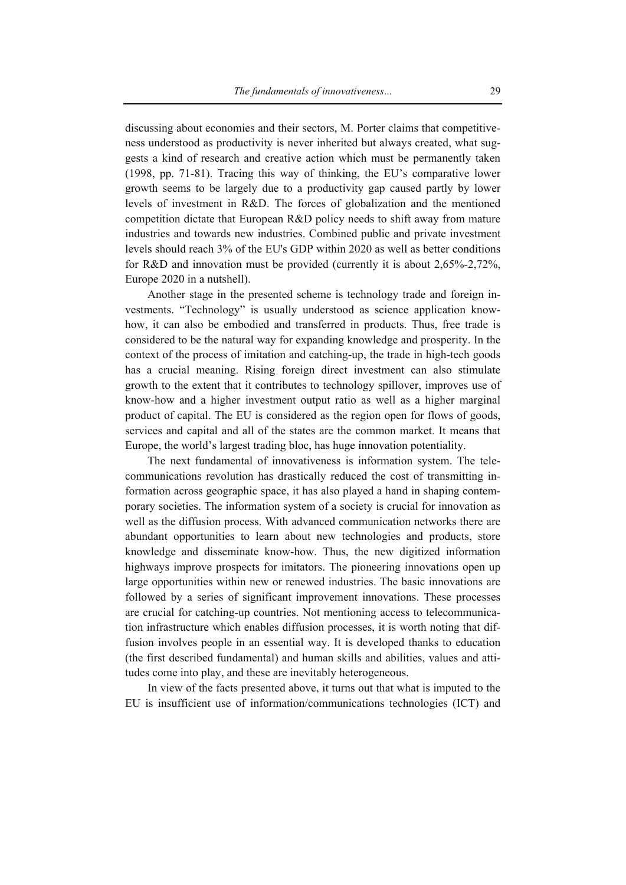discussing about economies and their sectors, M. Porter claims that competitiveness understood as productivity is never inherited but always created, what suggests a kind of research and creative action which must be permanently taken (1998, pp. 71-81). Tracing this way of thinking, the EU's comparative lower growth seems to be largely due to a productivity gap caused partly by lower levels of investment in R&D. The forces of globalization and the mentioned competition dictate that European R&D policy needs to shift away from mature industries and towards new industries. Combined public and private investment levels should reach 3% of the EU's GDP within 2020 as well as better conditions for R&D and innovation must be provided (currently it is about 2,65%-2,72%, Europe 2020 in a nutshell).

Another stage in the presented scheme is technology trade and foreign investments. "Technology" is usually understood as science application know-how, it can also be embodied and transferred in products. Thus, free trade is considered to be the natural way for expanding knowledge and prosperity. In the context of the process of imitation and catching-up, the trade in high-tech goods has a crucial meaning. Rising foreign direct investment can also stimulate growth to the extent that it contributes to technology spillover, improves use of know-how and a higher investment output ratio as well as a higher marginal product of capital. The EU is considered as the region open for flows of goods, services and capital and all of the states are the common market. It means that Europe, the world's largest trading bloc, has huge innovation potentiality.

The next fundamental of innovativeness is information system. The telecommunications revolution has drastically reduced the cost of transmitting information across geographic space, it has also played a hand in shaping contemporary societies. The information system of a society is crucial for innovation as well as the diffusion process. With advanced communication networks there are abundant opportunities to learn about new technologies and products, store knowledge and disseminate know-how. Thus, the new digitized information highways improve prospects for imitators. The pioneering innovations open up large opportunities within new or renewed industries. The basic innovations are followed by a series of significant improvement innovations. These processes are crucial for catching-up countries. Not mentioning access to telecommunication infrastructure which enables diffusion processes, it is worth noting that diffusion involves people in an essential way. It is developed thanks to education (the first described fundamental) and human skills and abilities, values and attitudes come into play, and these are inevitably heterogeneous.

In view of the facts presented above, it turns out that what is imputed to the EU is insufficient use of information/communications technologies (ICT) and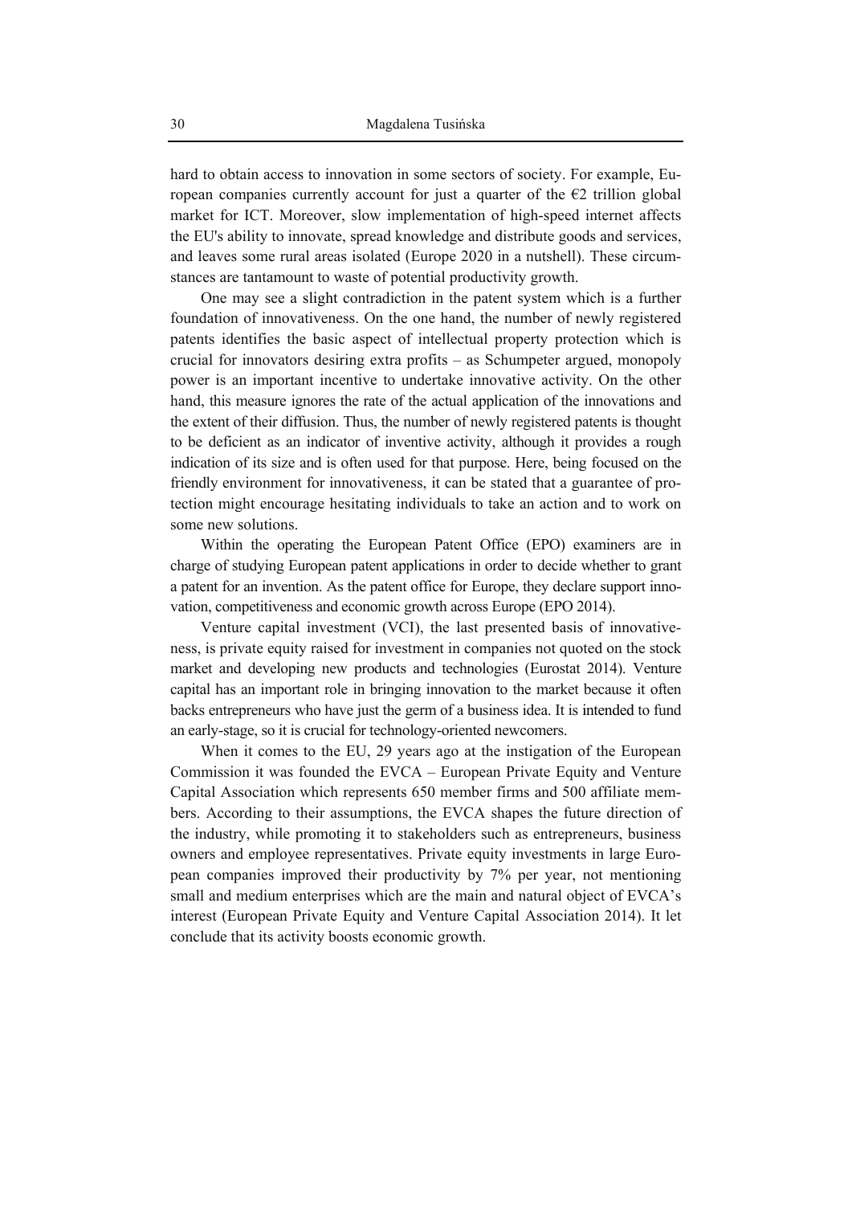hard to obtain access to innovation in some sectors of society. For example, European companies currently account for just a quarter of the €2 trillion global market for ICT. Moreover, slow implementation of high-speed internet affects the EU's ability to innovate, spread knowledge and distribute goods and services, and leaves some rural areas isolated (Europe 2020 in a nutshell). These circumstances are tantamount to waste of potential productivity growth.

One may see a slight contradiction in the patent system which is a further foundation of innovativeness. On the one hand, the number of newly registered patents identifies the basic aspect of intellectual property protection which is crucial for innovators desiring extra profits – as Schumpeter argued, monopoly power is an important incentive to undertake innovative activity. On the other hand, this measure ignores the rate of the actual application of the innovations and the extent of their diffusion. Thus, the number of newly registered patents is thought to be deficient as an indicator of inventive activity, although it provides a rough indication of its size and is often used for that purpose. Here, being focused on the friendly environment for innovativeness, it can be stated that a guarantee of protection might encourage hesitating individuals to take an action and to work on some new solutions.

Within the operating the European Patent Office (EPO) examiners are in charge of studying European patent applications in order to decide whether to grant a patent for an invention. As the patent office for Europe, they declare support innovation, competitiveness and economic growth across Europe (EPO 2014).

Venture capital investment (VCI), the last presented basis of innovativeness, is private equity raised for investment in companies not quoted on the stock market and developing new products and technologies (Eurostat 2014). Venture capital has an important role in bringing innovation to the market because it often backs entrepreneurs who have just the germ of a business idea. It is intended to fund an early-stage, so it is crucial for technology-oriented newcomers.

When it comes to the EU, 29 years ago at the instigation of the European Commission it was founded the EVCA – European Private Equity and Venture Capital Association which represents 650 member firms and 500 affiliate members. According to their assumptions, the EVCA shapes the future direction of the industry, while promoting it to stakeholders such as entrepreneurs, business owners and employee representatives. Private equity investments in large European companies improved their productivity by 7% per year, not mentioning small and medium enterprises which are the main and natural object of EVCA's interest (European Private Equity and Venture Capital Association 2014). It let conclude that its activity boosts economic growth.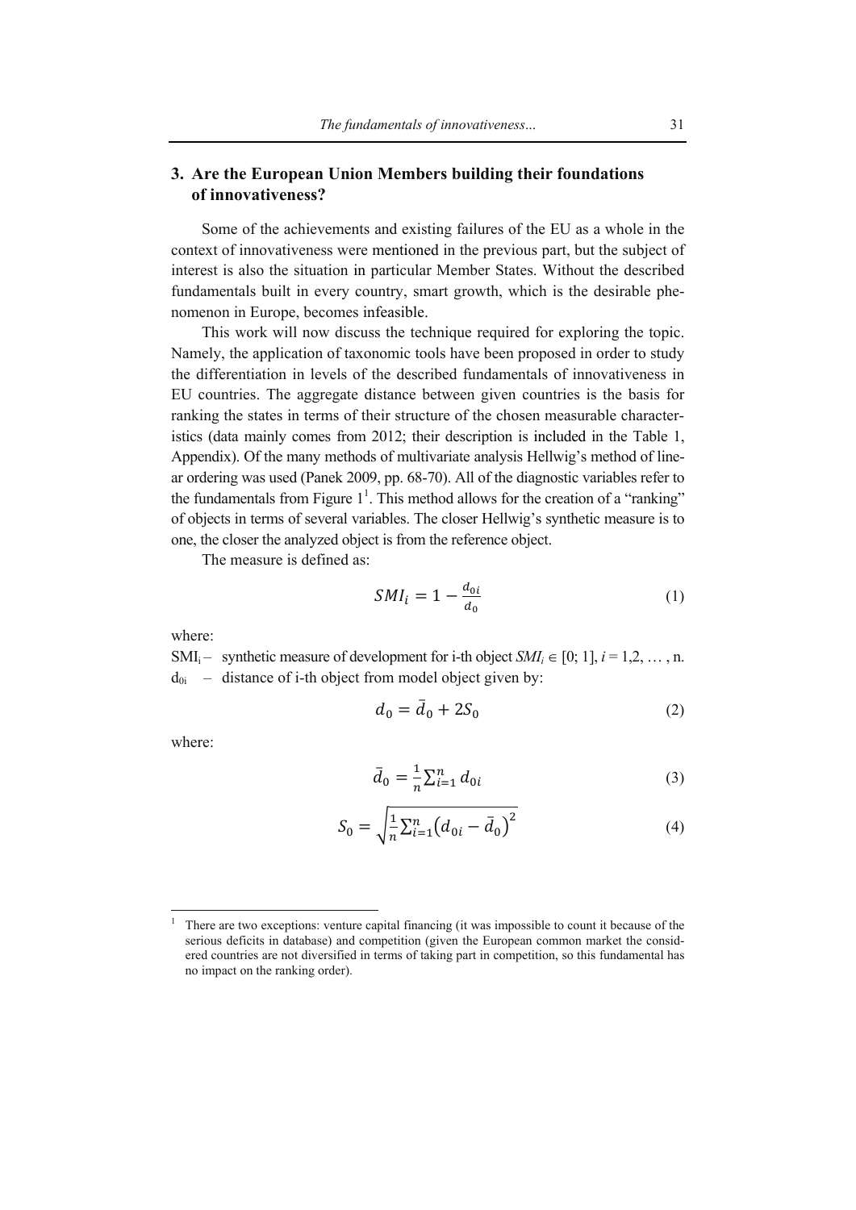## 3. Are the European Union Members building their foundations of innovativeness?

Some of the achievements and existing failures of the EU as a whole in the context of innovativeness were mentioned in the previous part, but the subject of interest is also the situation in particular Member States. Without the described fundamentals built in every country, smart growth, which is the desirable phenomenon in Europe, becomes infeasible.

This work will now discuss the technique required for exploring the topic. Namely, the application of taxonomic tools have been proposed in order to study the differentiation in levels of the described fundamentals of innovativeness in EU countries. The aggregate distance between given countries is the basis for ranking the states in terms of their structure of the chosen measurable characteristics (data mainly comes from 2012; their description is included in the Table 1, Appendix). Of the many methods of multivariate analysis Hellwig's method of linear ordering was used (Panek 2009, pp. 68-70). All of the diagnostic variables refer to the fundamentals from Figure 1[1]. This method allows for the creation of a "ranking" of objects in terms of several variables. The closer Hellwig's synthetic measure is to one, the closer the analyzed object is from the reference object.

The measure is defined as:

$$SMI_i = 1 - \frac{d_{0i}}{d_0} \tag{1}$$

where:

$SMI_i$ – synthetic measure of development for i-th object $SMI_i \in [0; 1]$, $i = 1,2, \dots, n$.
$d_{0i}$ – distance of i-th object from model object given by:

$$d_0 = \bar{d}_0 + 2S_0 \tag{2}$$

where:

$$\bar{d}_0 = \frac{1}{n}\sum_{i=1}^{n} d_{0i} \tag{3}$$

$$S_0 = \sqrt{\frac{1}{n}\sum_{i=1}^{n}\left(d_{0i} - \bar{d}_0\right)^2} \tag{4}$$

[1] There are two exceptions: venture capital financing (it was impossible to count it because of the serious deficits in database) and competition (given the European common market the considered countries are not diversified in terms of taking part in competition, so this fundamental has no impact on the ranking order).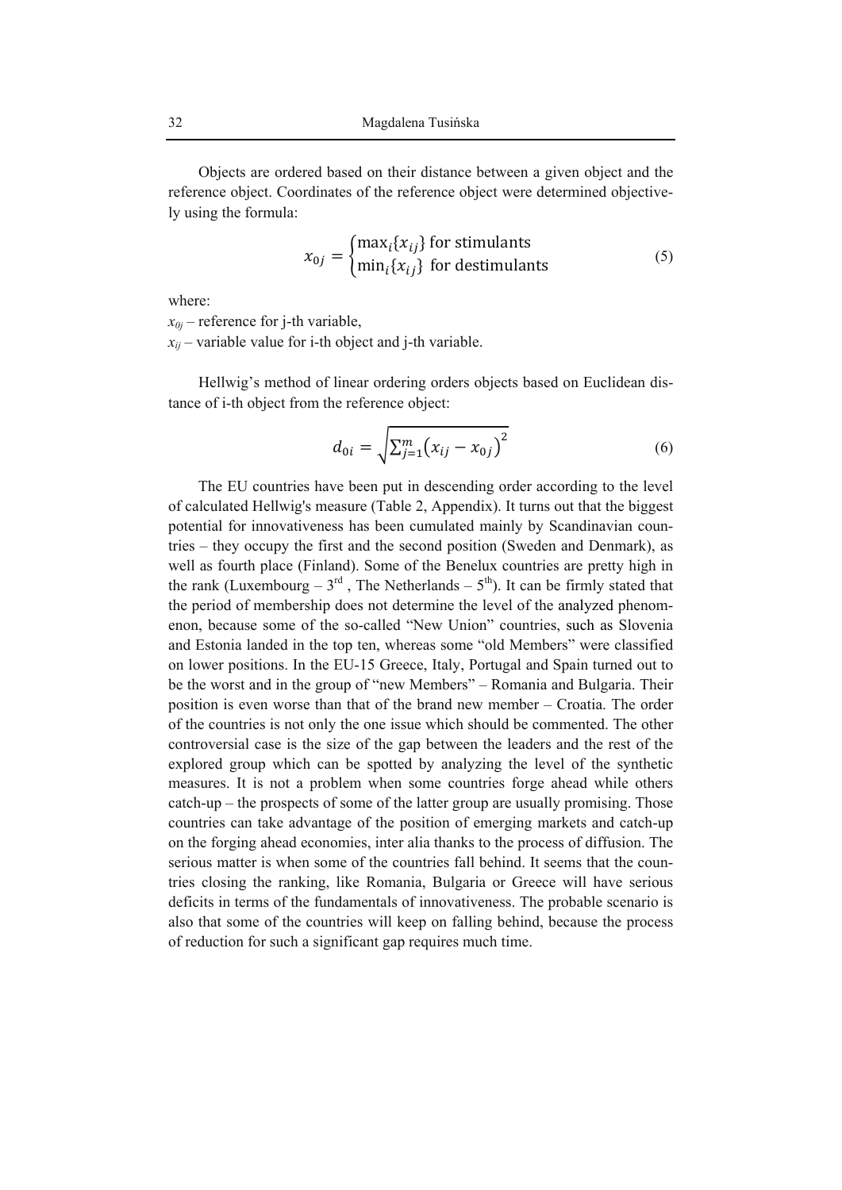Objects are ordered based on their distance between a given object and the reference object. Coordinates of the reference object were determined objectively using the formula:

$$x_{0j} = \begin{cases} \max_i\{x_{ij}\} \text{ for stimulants} \\ \min_i\{x_{ij}\} \text{ for destimulants} \end{cases} \tag{5}$$

where:

$x_{0j}$ – reference for j-th variable,

$x_{ij}$ – variable value for i-th object and j-th variable.

Hellwig's method of linear ordering orders objects based on Euclidean distance of i-th object from the reference object:

$$d_{0i} = \sqrt{\sum_{j=1}^{m}\left(x_{ij} - x_{0j}\right)^2} \tag{6}$$

The EU countries have been put in descending order according to the level of calculated Hellwig's measure (Table 2, Appendix). It turns out that the biggest potential for innovativeness has been cumulated mainly by Scandinavian countries – they occupy the first and the second position (Sweden and Denmark), as well as fourth place (Finland). Some of the Benelux countries are pretty high in the rank (Luxembourg – 3rd , The Netherlands – 5th). It can be firmly stated that the period of membership does not determine the level of the analyzed phenomenon, because some of the so-called "New Union" countries, such as Slovenia and Estonia landed in the top ten, whereas some "old Members" were classified on lower positions. In the EU-15 Greece, Italy, Portugal and Spain turned out to be the worst and in the group of "new Members" – Romania and Bulgaria. Their position is even worse than that of the brand new member – Croatia. The order of the countries is not only the one issue which should be commented. The other controversial case is the size of the gap between the leaders and the rest of the explored group which can be spotted by analyzing the level of the synthetic measures. It is not a problem when some countries forge ahead while others catch-up – the prospects of some of the latter group are usually promising. Those countries can take advantage of the position of emerging markets and catch-up on the forging ahead economies, inter alia thanks to the process of diffusion. The serious matter is when some of the countries fall behind. It seems that the countries closing the ranking, like Romania, Bulgaria or Greece will have serious deficits in terms of the fundamentals of innovativeness. The probable scenario is also that some of the countries will keep on falling behind, because the process of reduction for such a significant gap requires much time.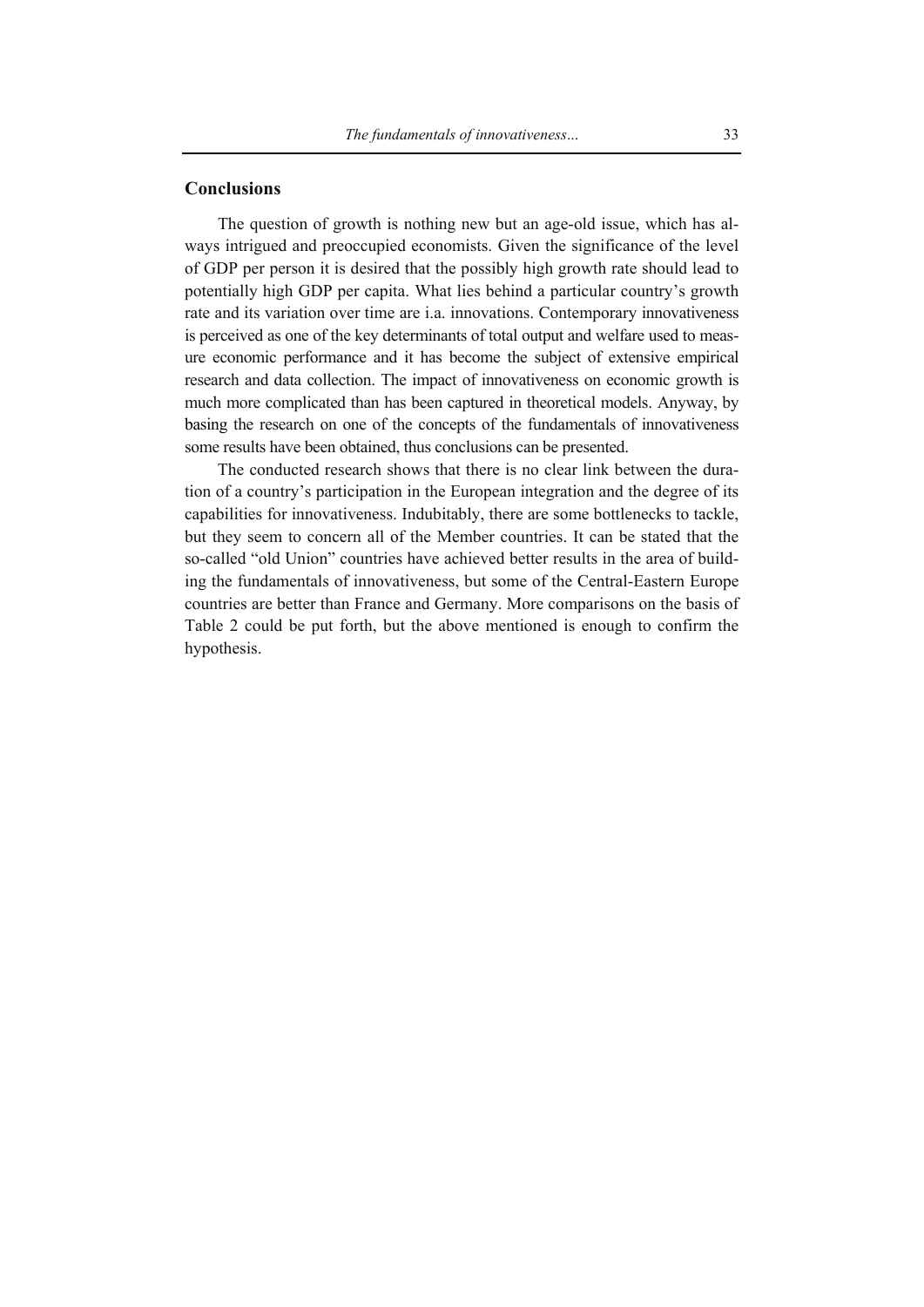## Conclusions

The question of growth is nothing new but an age-old issue, which has always intrigued and preoccupied economists. Given the significance of the level of GDP per person it is desired that the possibly high growth rate should lead to potentially high GDP per capita. What lies behind a particular country's growth rate and its variation over time are i.a. innovations. Contemporary innovativeness is perceived as one of the key determinants of total output and welfare used to measure economic performance and it has become the subject of extensive empirical research and data collection. The impact of innovativeness on economic growth is much more complicated than has been captured in theoretical models. Anyway, by basing the research on one of the concepts of the fundamentals of innovativeness some results have been obtained, thus conclusions can be presented.

The conducted research shows that there is no clear link between the duration of a country's participation in the European integration and the degree of its capabilities for innovativeness. Indubitably, there are some bottlenecks to tackle, but they seem to concern all of the Member countries. It can be stated that the so-called "old Union" countries have achieved better results in the area of building the fundamentals of innovativeness, but some of the Central-Eastern Europe countries are better than France and Germany. More comparisons on the basis of Table 2 could be put forth, but the above mentioned is enough to confirm the hypothesis.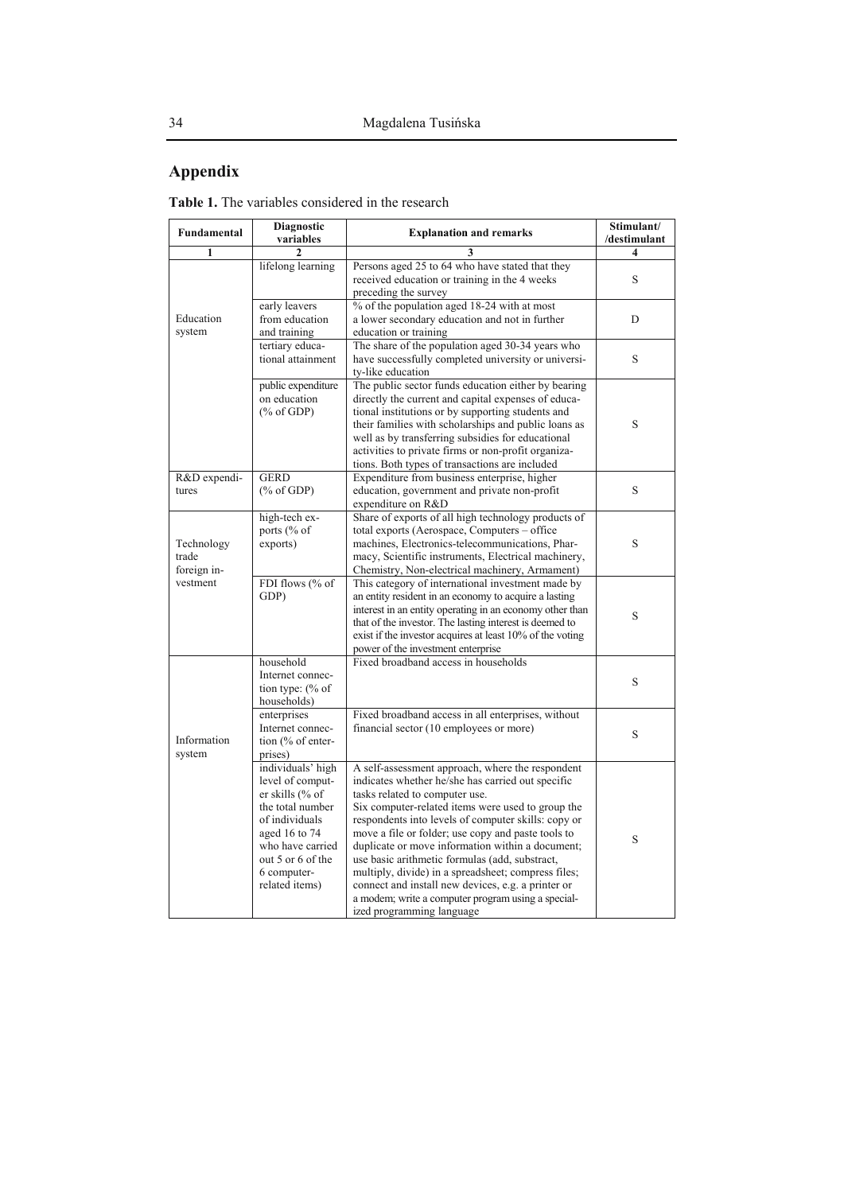## Appendix

**Table 1.** The variables considered in the research

| Fundamental | Diagnostic variables | Explanation and remarks | Stimulant/ /destimulant |
|---|---|---|---|
| 1 | 2 | 3 | 4 |
| Education system | lifelong learning | Persons aged 25 to 64 who have stated that they received education or training in the 4 weeks preceding the survey | S |
| | early leavers from education and training | % of the population aged 18-24 with at most a lower secondary education and not in further education or training | D |
| | tertiary educational attainment | The share of the population aged 30-34 years who have successfully completed university or university-like education | S |
| | public expenditure on education (% of GDP) | The public sector funds education either by bearing directly the current and capital expenses of educational institutions or by supporting students and their families with scholarships and public loans as well as by transferring subsidies for educational activities to private firms or non-profit organizations. Both types of transactions are included | S |
| R&D expenditures | GERD (% of GDP) | Expenditure from business enterprise, higher education, government and private non-profit expenditure on R&D | S |
| Technology trade foreign investment | high-tech exports (% of exports) | Share of exports of all high technology products of total exports (Aerospace, Computers – office machines, Electronics-telecommunications, Pharmacy, Scientific instruments, Electrical machinery, Chemistry, Non-electrical machinery, Armament) | S |
| | FDI flows (% of GDP) | This category of international investment made by an entity resident in an economy to acquire a lasting interest in an entity operating in an economy other than that of the investor. The lasting interest is deemed to exist if the investor acquires at least 10% of the voting power of the investment enterprise | S |
| Information system | household Internet connection type: (% of households) | Fixed broadband access in households | S |
| | enterprises Internet connection (% of enterprises) | Fixed broadband access in all enterprises, without financial sector (10 employees or more) | S |
| | individuals' high level of computer skills (% of the total number of individuals aged 16 to 74 who have carried out 5 or 6 of the 6 computer-related items) | A self-assessment approach, where the respondent indicates whether he/she has carried out specific tasks related to computer use. Six computer-related items were used to group the respondents into levels of computer skills: copy or move a file or folder; use copy and paste tools to duplicate or move information within a document; use basic arithmetic formulas (add, substract, multiply, divide) in a spreadsheet; compress files; connect and install new devices, e.g. a printer or a modem; write a computer program using a specialized programming language | S |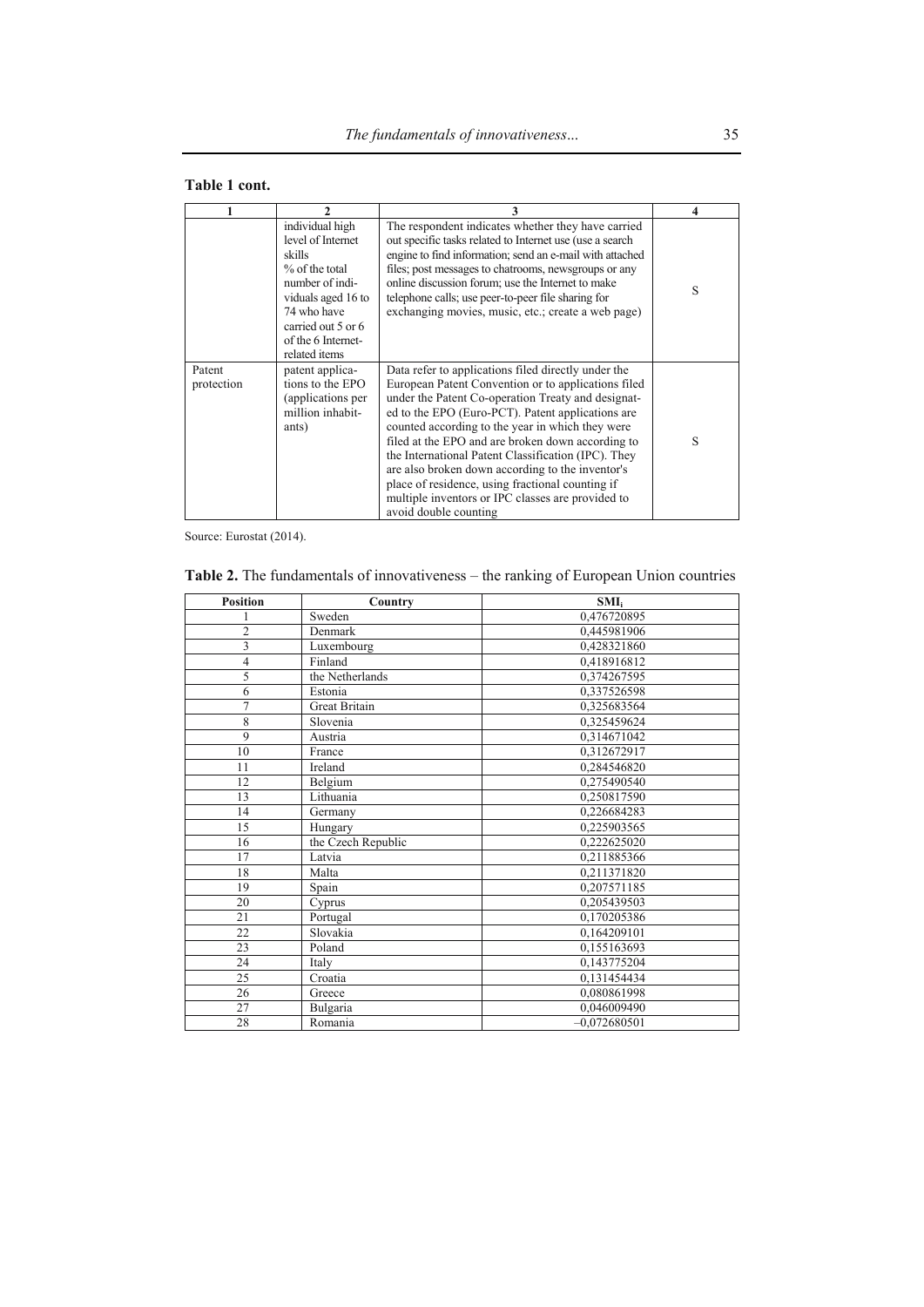**Table 1 cont.**

| 1 | 2 | 3 | 4 |
|---|---|---|---|
| | individual high level of Internet skills % of the total number of individuals aged 16 to 74 who have carried out 5 or 6 of the 6 Internet-related items | The respondent indicates whether they have carried out specific tasks related to Internet use (use a search engine to find information; send an e-mail with attached files; post messages to chatrooms, newsgroups or any online discussion forum; use the Internet to make telephone calls; use peer-to-peer file sharing for exchanging movies, music, etc.; create a web page) | S |
| Patent protection | patent applications to the EPO (applications per million inhabitants) | Data refer to applications filed directly under the European Patent Convention or to applications filed under the Patent Co-operation Treaty and designated to the EPO (Euro-PCT). Patent applications are counted according to the year in which they were filed at the EPO and are broken down according to the International Patent Classification (IPC). They are also broken down according to the inventor's place of residence, using fractional counting if multiple inventors or IPC classes are provided to avoid double counting | S |

Source: Eurostat (2014).

**Table 2.** The fundamentals of innovativeness – the ranking of European Union countries

| Position | Country | $SMI_i$ |
|---|---|---|
| 1 | Sweden | 0,476720895 |
| 2 | Denmark | 0,445981906 |
| 3 | Luxembourg | 0,428321860 |
| 4 | Finland | 0,418916812 |
| 5 | the Netherlands | 0,374267595 |
| 6 | Estonia | 0,337526598 |
| 7 | Great Britain | 0,325683564 |
| 8 | Slovenia | 0,325459624 |
| 9 | Austria | 0,314671042 |
| 10 | France | 0,312672917 |
| 11 | Ireland | 0,284546820 |
| 12 | Belgium | 0,275490540 |
| 13 | Lithuania | 0,250817590 |
| 14 | Germany | 0,226684283 |
| 15 | Hungary | 0,225903565 |
| 16 | the Czech Republic | 0,222625020 |
| 17 | Latvia | 0,211885366 |
| 18 | Malta | 0,211371820 |
| 19 | Spain | 0,207571185 |
| 20 | Cyprus | 0,205439503 |
| 21 | Portugal | 0,170205386 |
| 22 | Slovakia | 0,164209101 |
| 23 | Poland | 0,155163693 |
| 24 | Italy | 0,143775204 |
| 25 | Croatia | 0,131454434 |
| 26 | Greece | 0,080861998 |
| 27 | Bulgaria | 0,046009490 |
| 28 | Romania | –0,072680501 |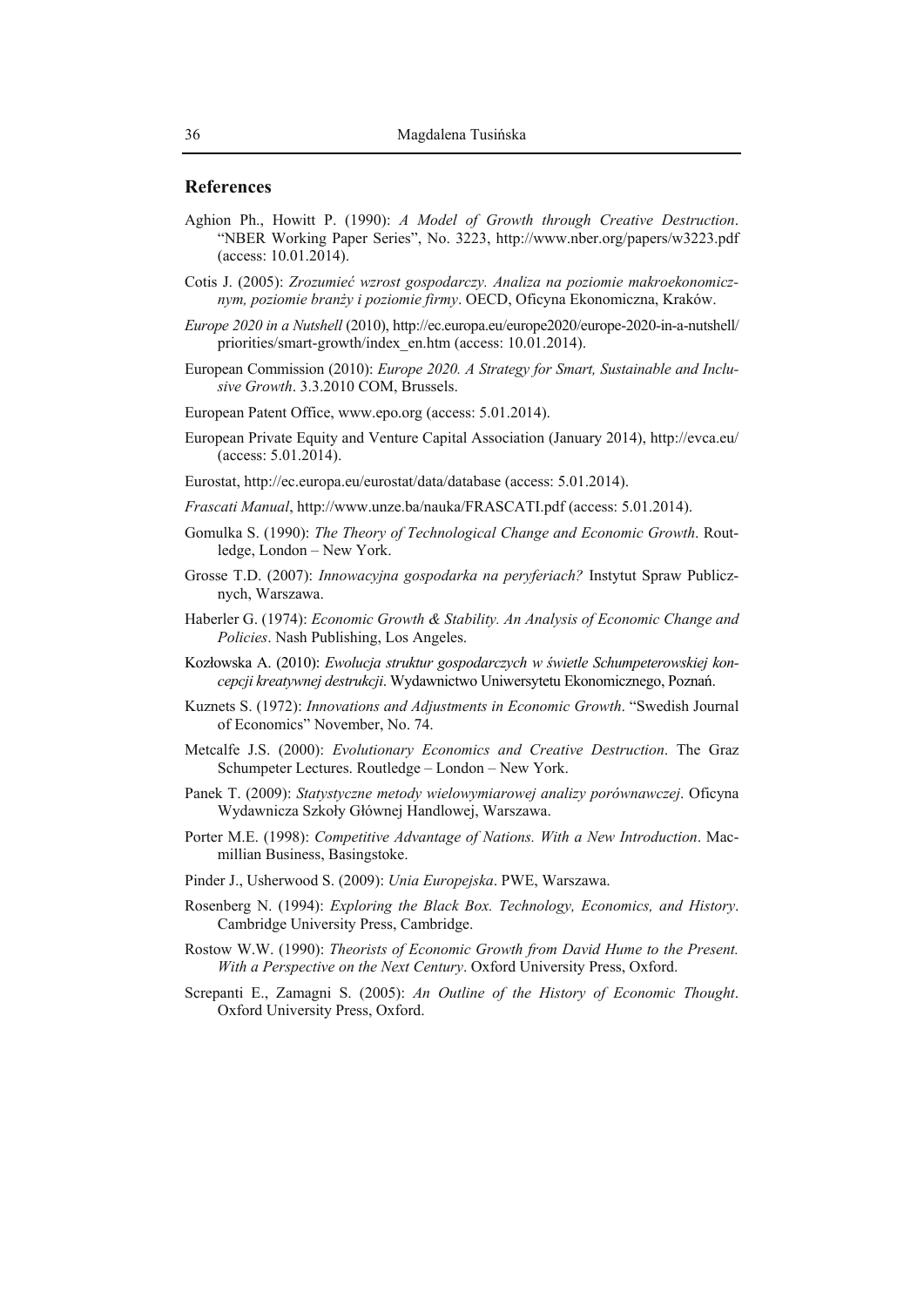## References

Aghion Ph., Howitt P. (1990): *A Model of Growth through Creative Destruction*. "NBER Working Paper Series", No. 3223, http://www.nber.org/papers/w3223.pdf (access: 10.01.2014).

Cotis J. (2005): *Zrozumieć wzrost gospodarczy. Analiza na poziomie makroekonomicznym, poziomie branży i poziomie firmy*. OECD, Oficyna Ekonomiczna, Kraków.

*Europe 2020 in a Nutshell* (2010), http://ec.europa.eu/europe2020/europe-2020-in-a-nutshell/priorities/smart-growth/index_en.htm (access: 10.01.2014).

European Commission (2010): *Europe 2020. A Strategy for Smart, Sustainable and Inclusive Growth*. 3.3.2010 COM, Brussels.

European Patent Office, www.epo.org (access: 5.01.2014).

European Private Equity and Venture Capital Association (January 2014), http://evca.eu/ (access: 5.01.2014).

Eurostat, http://ec.europa.eu/eurostat/data/database (access: 5.01.2014).

*Frascati Manual*, http://www.unze.ba/nauka/FRASCATI.pdf (access: 5.01.2014).

Gomulka S. (1990): *The Theory of Technological Change and Economic Growth*. Routledge, London – New York.

Grosse T.D. (2007): *Innowacyjna gospodarka na peryferiach?* Instytut Spraw Publicznych, Warszawa.

Haberler G. (1974): *Economic Growth & Stability. An Analysis of Economic Change and Policies*. Nash Publishing, Los Angeles.

Kozłowska A. (2010): *Ewolucja struktur gospodarczych w świetle Schumpeterowskiej koncepcji kreatywnej destrukcji*. Wydawnictwo Uniwersytetu Ekonomicznego, Poznań.

Kuznets S. (1972): *Innovations and Adjustments in Economic Growth*. "Swedish Journal of Economics" November, No. 74.

Metcalfe J.S. (2000): *Evolutionary Economics and Creative Destruction*. The Graz Schumpeter Lectures. Routledge – London – New York.

Panek T. (2009): *Statystyczne metody wielowymiarowej analizy porównawczej*. Oficyna Wydawnicza Szkoły Głównej Handlowej, Warszawa.

Porter M.E. (1998): *Competitive Advantage of Nations. With a New Introduction*. Macmillian Business, Basingstoke.

Pinder J., Usherwood S. (2009): *Unia Europejska*. PWE, Warszawa.

Rosenberg N. (1994): *Exploring the Black Box. Technology, Economics, and History*. Cambridge University Press, Cambridge.

Rostow W.W. (1990): *Theorists of Economic Growth from David Hume to the Present. With a Perspective on the Next Century*. Oxford University Press, Oxford.

Screpanti E., Zamagni S. (2005): *An Outline of the History of Economic Thought*. Oxford University Press, Oxford.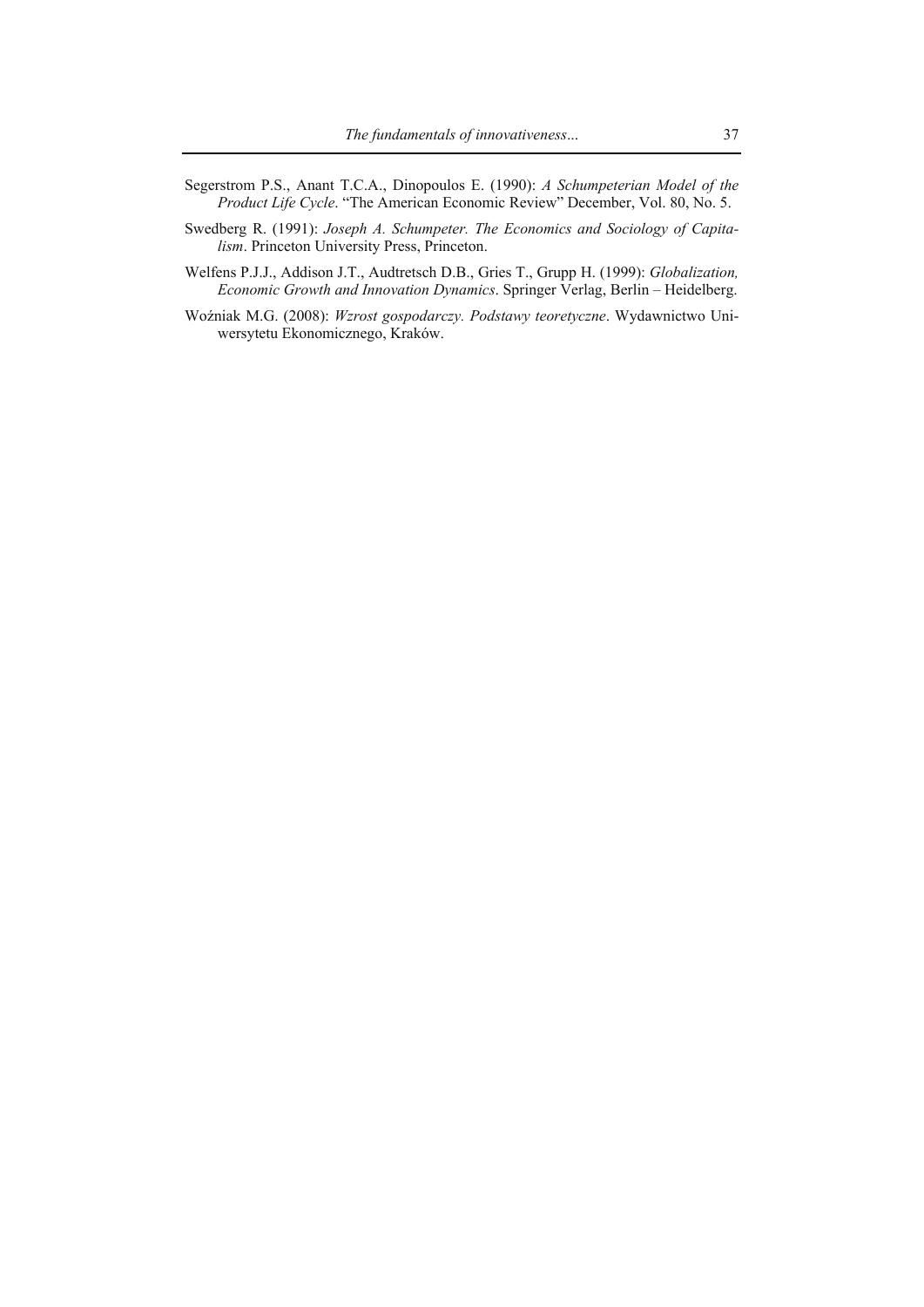Segerstrom P.S., Anant T.C.A., Dinopoulos E. (1990): *A Schumpeterian Model of the Product Life Cycle*. "The American Economic Review" December, Vol. 80, No. 5.

Swedberg R. (1991): *Joseph A. Schumpeter. The Economics and Sociology of Capitalism*. Princeton University Press, Princeton.

Welfens P.J.J., Addison J.T., Audtretsch D.B., Gries T., Grupp H. (1999): *Globalization, Economic Growth and Innovation Dynamics*. Springer Verlag, Berlin – Heidelberg.

Woźniak M.G. (2008): *Wzrost gospodarczy. Podstawy teoretyczne*. Wydawnictwo Uniwersytetu Ekonomicznego, Kraków.